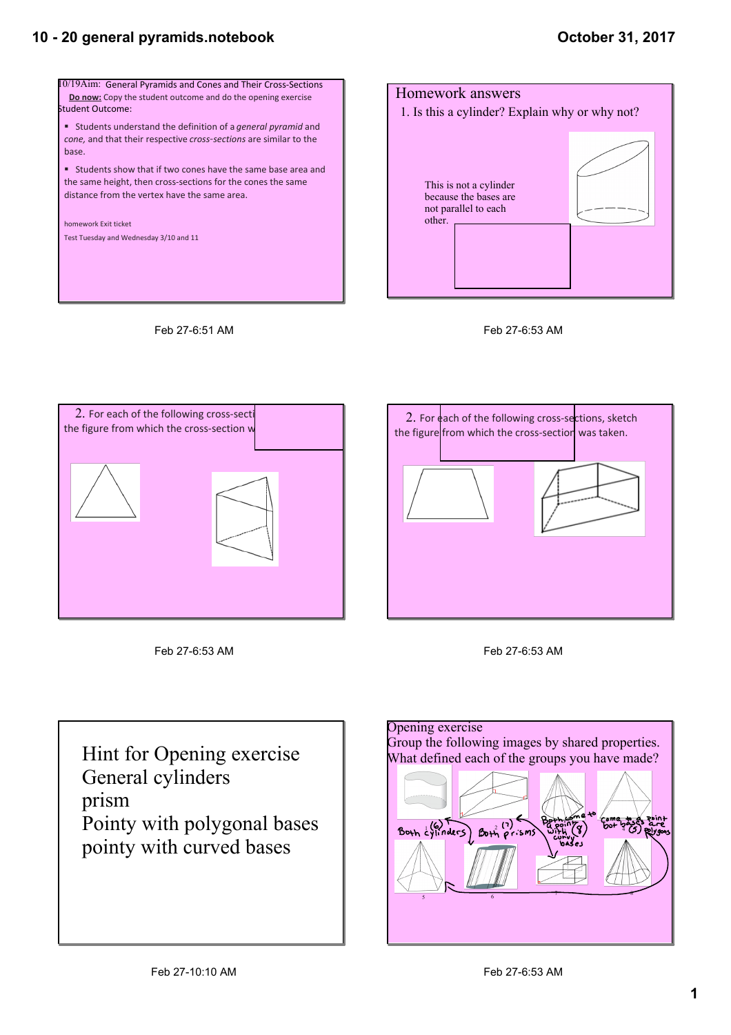10/19Aim: General Pyramids and Cones and Their Cross-Sections

**Do now:** Copy the student outcome and do the opening exercise

Student Outcome:

- Students understand the definition of a *general pyramid* and *cone,* and that their respective *cross-sections* are similar to the base.
- Students show that if two cones have the same base area and the same height, then cross-sections for the cones the same distance from the vertex have the same area.

homework Exit ticket

Test Tuesday and Wednesday 3/10 and 11

Feb 27-6:51 AM

## Homework answers

1. Is this a cylinder? Explain why or why not?

This is not a cylinder because the bases are not parallel to each other.

Feb 27-6:53 AM

2. For each of the following cross-secti... the figure from which the cross-section w...

Feb 27-6:53 AM

2. For each of the following cross-sections, sketch the figure from which the cross-section was taken.

Feb 27-6:53 AM

Hint for Opening exercise

General cylinders

prism

Pointy with polygonal bases

pointy with curved bases

Feb 27-10:10 AM

Opening exercise

Group the following images by shared properties. What defined each of the groups you have made?

Both cylinders (6) — Both prisms (7) — Both come to a point with curvy bases (8) — Come to a point but bases are polygons (5)

Feb 27-6:53 AM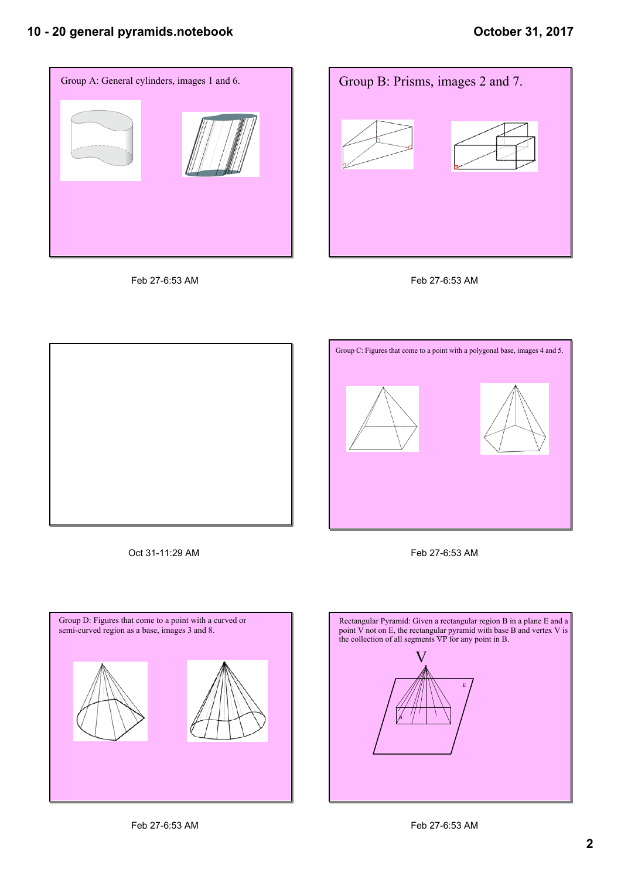Group A: General cylinders, images 1 and 6.

Feb 27-6:53 AM

Group B: Prisms, images 2 and 7.

Feb 27-6:53 AM

Oct 31-11:29 AM

Group C: Figures that come to a point with a polygonal base, images 4 and 5.

Feb 27-6:53 AM

Group D: Figures that come to a point with a curved or semi-curved region as a base, images 3 and 8.

Feb 27-6:53 AM

Rectangular Pyramid: Given a rectangular region B in a plane E and a point V not on E, the rectangular pyramid with base B and vertex V is the collection of all segments $\overline{VP}$ for any point in B.

Feb 27-6:53 AM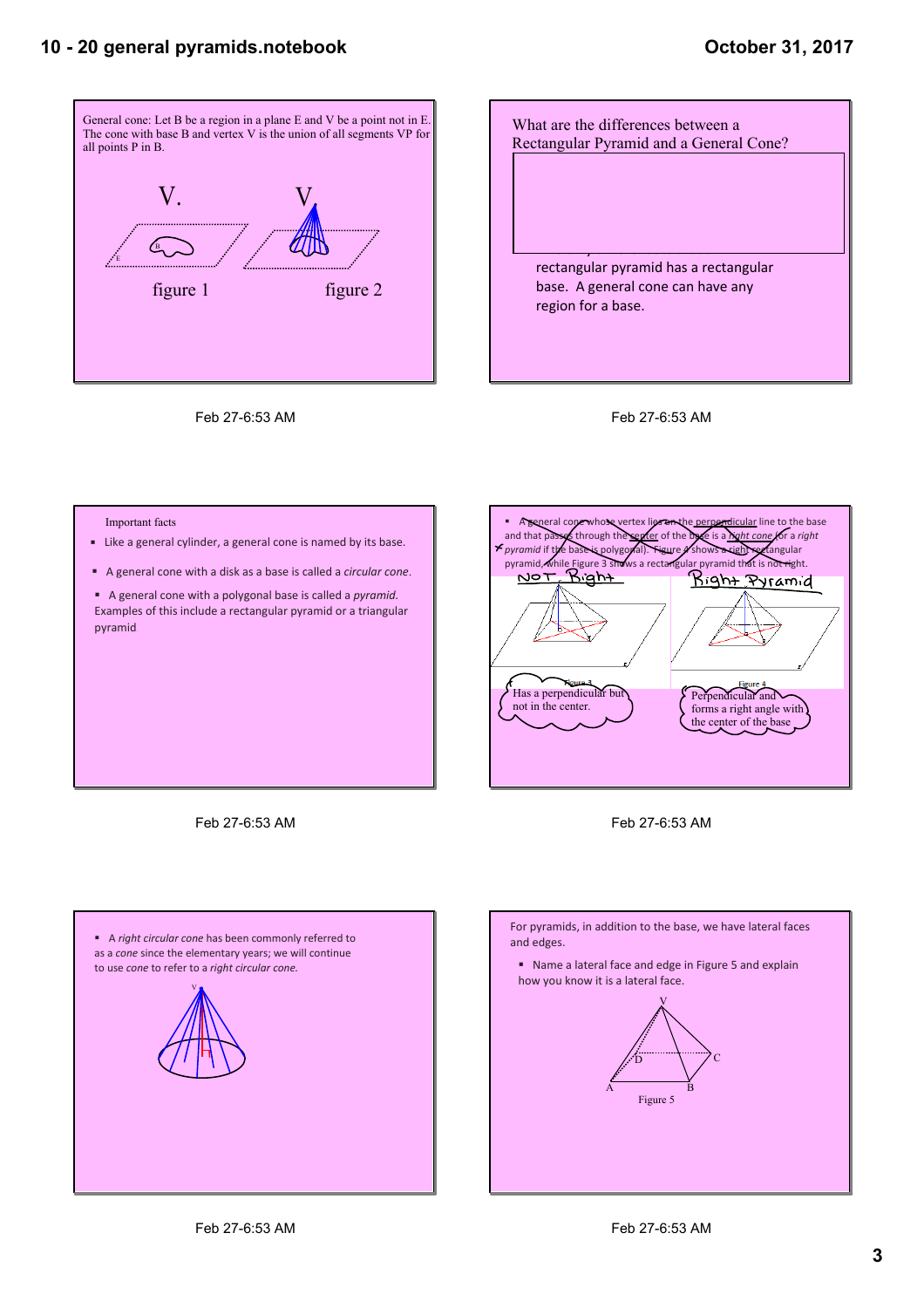General cone: Let B be a region in a plane E and V be a point not in E. The cone with base B and vertex V is the union of all segments VP for all points P in B.

V.　　　　V

B　E

figure 1　　figure 2

Feb 27-6:53 AM

---

What are the differences between a Rectangular Pyramid and a General Cone?

rectangular pyramid has a rectangular base. A general cone can have any region for a base.

Feb 27-6:53 AM

---

Important facts

- Like a general cylinder, a general cone is named by its base.
- A general cone with a disk as a base is called a *circular cone*.
- A general cone with a polygonal base is called a *pyramid*. Examples of this include a rectangular pyramid or a triangular pyramid

Feb 27-6:53 AM

---

- A general cone whose vertex lies on the perpendicular line to the base and that passes through the center of the base is a *right cone* (or a *right pyramid* if the base is polygonal). Figure 4 shows a right rectangular pyramid, while Figure 3 shows a rectangular pyramid that is not right.

NOT Right　　Right Pyramid

Figure 3　　Figure 4

Has a perpendicular but not in the center.

Perpendicular and forms a right angle with the center of the base

Feb 27-6:53 AM

---

- A *right circular cone* has been commonly referred to as a *cone* since the elementary years; we will continue to use *cone* to refer to a *right circular cone*.

V

h

Feb 27-6:53 AM

---

For pyramids, in addition to the base, we have lateral faces and edges.

- Name a lateral face and edge in Figure 5 and explain how you know it is a lateral face.

V

D　C

A　B

Figure 5

Feb 27-6:53 AM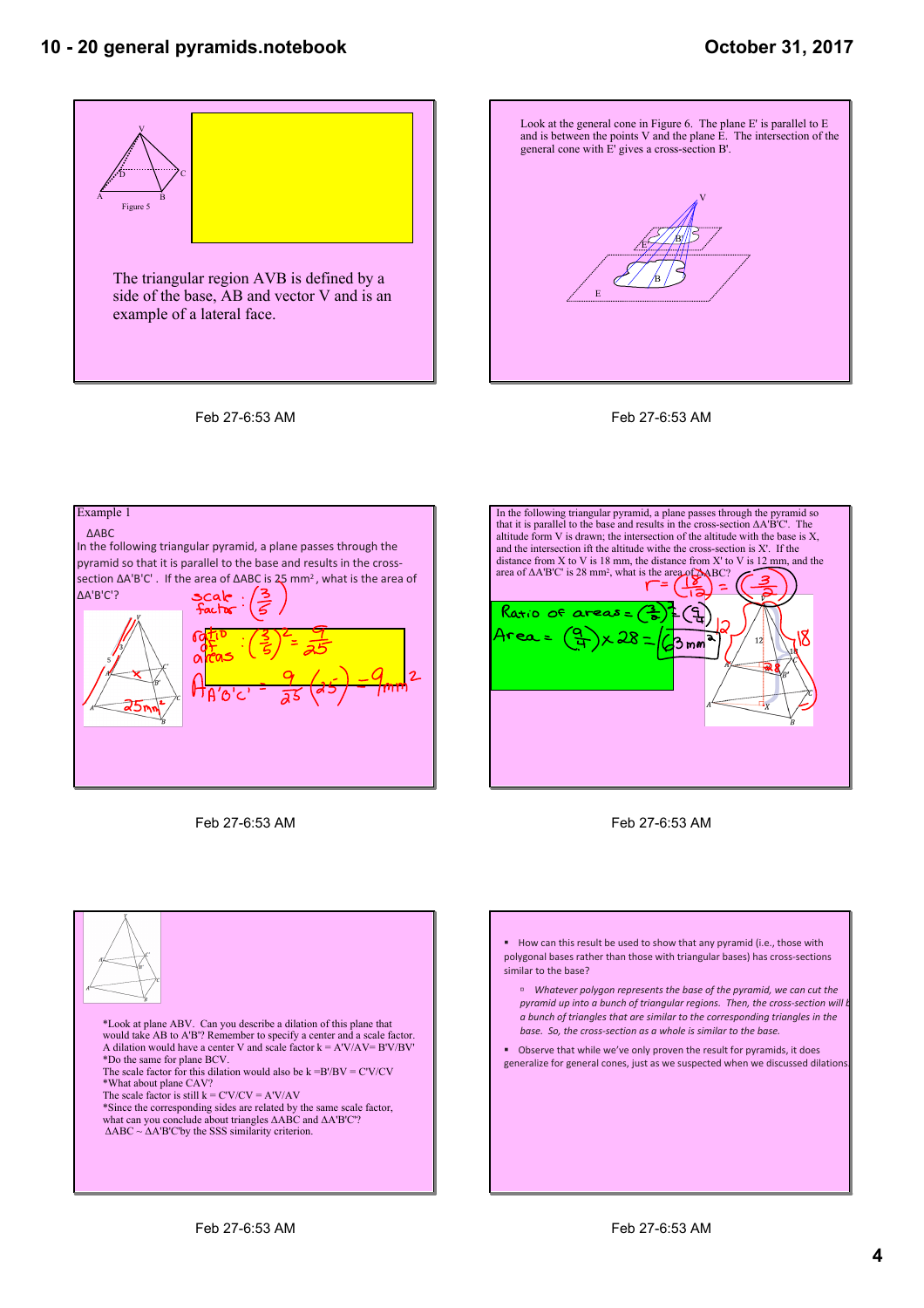Figure 5

The triangular region AVB is defined by a side of the base, AB and vector V and is an example of a lateral face.

Feb 27-6:53 AM

Look at the general cone in Figure 6. The plane E' is parallel to E and is between the points V and the plane E. The intersection of the general cone with E' gives a cross-section B'.

Feb 27-6:53 AM

Example 1

ΔABC

In the following triangular pyramid, a plane passes through the pyramid so that it is parallel to the base and results in the cross-section ΔA'B'C'. If the area of ΔABC is 25 mm², what is the area of ΔA'B'C'?

scale factor: $\left(\frac{3}{5}\right)$

ratio of areas: $\left(\frac{3}{5}\right)^2 = \frac{9}{25}$

$A_{A'B'C'} = \frac{9}{25}(25) = 9\text{ mm}^2$

Feb 27-6:53 AM

In the following triangular pyramid, a plane passes through the pyramid so that it is parallel to the base and results in the cross-section ΔA'B'C'. The altitude form V is drawn; the intersection of the altitude with the base is X, and the intersection ift the altitude withe the cross-section is X'. If the distance from X to V is 18 mm, the distance from X' to V is 12 mm, and the area of ΔA'B'C' is 28 mm², what is the area of ΔABC?

$r = \left(\frac{18}{12}\right) = \left(\frac{3}{2}\right)$

Ratio of areas $= \left(\frac{3}{2}\right)^2 = \left(\frac{9}{4}\right)$

Area $= \left(\frac{9}{4}\right) \times 28 = 63\text{ mm}^2$

Feb 27-6:53 AM

*Look at plane ABV. Can you describe a dilation of this plane that would take AB to A'B'? Remember to specify a center and a scale factor.
A dilation would have a center V and scale factor k = A'V/AV= B'V/BV'
*Do the same for plane BCV.
The scale factor for this dilation would also be k =B'/BV = C'V/CV
*What about plane CAV?
The scale factor is still k = C'V/CV = A'V/AV
*Since the corresponding sides are related by the same scale factor, what can you conclude about triangles ΔABC and ΔA'B'C'?
ΔABC ~ ΔA'B'C'by the SSS similarity criterion.

Feb 27-6:53 AM

- How can this result be used to show that any pyramid (i.e., those with polygonal bases rather than those with triangular bases) has cross-sections similar to the base?
  - *Whatever polygon represents the base of the pyramid, we can cut the pyramid up into a bunch of triangular regions. Then, the cross-section will be a bunch of triangles that are similar to the corresponding triangles in the base. So, the cross-section as a whole is similar to the base.*
- Observe that while we've only proven the result for pyramids, it does generalize for general cones, just as we suspected when we discussed dilations.

Feb 27-6:53 AM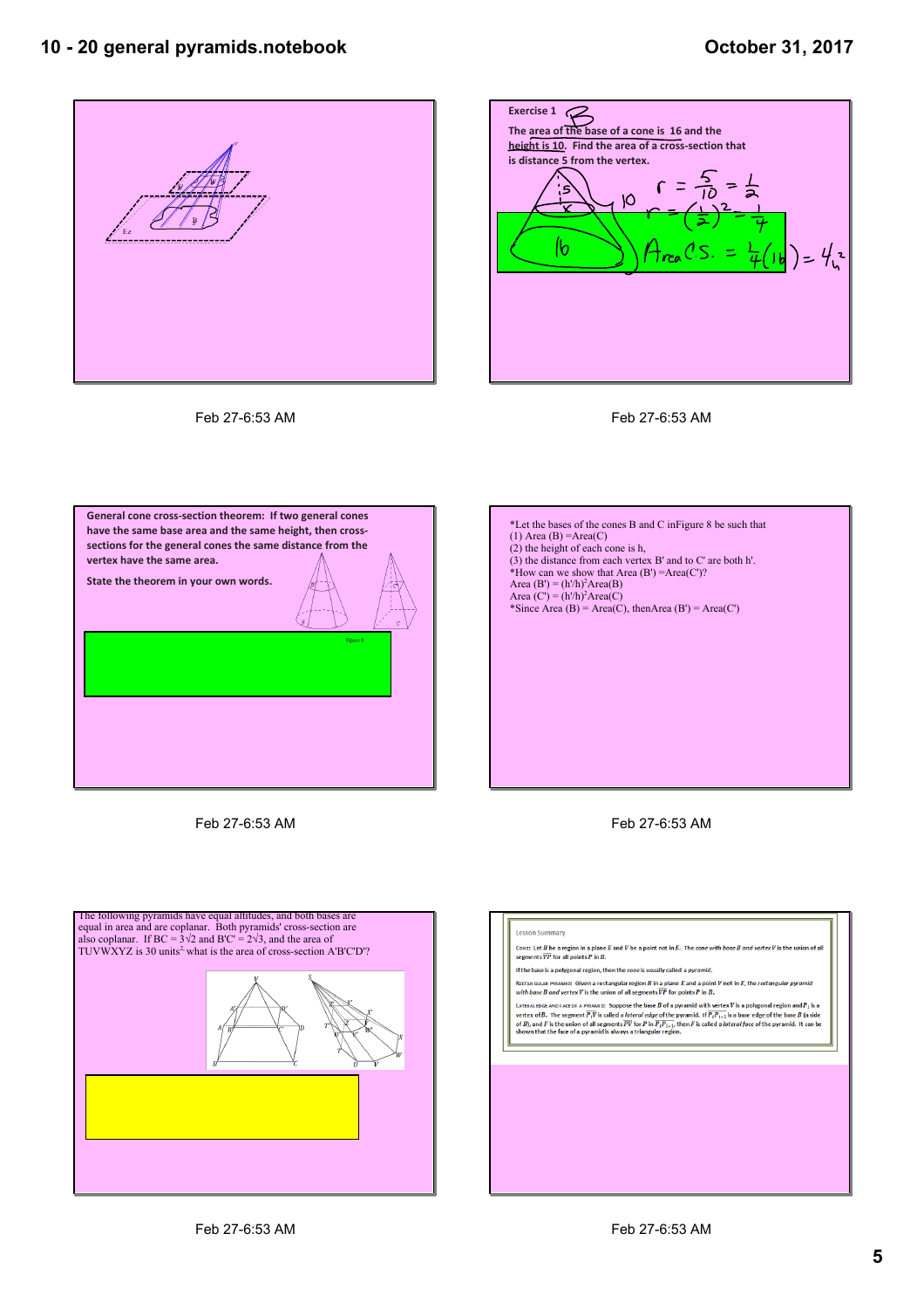**Exercise 1**

The area of the base of a cone is 16 and the height is 10. Find the area of a cross-section that is distance 5 from the vertex.

$r = \frac{5}{10} = \frac{1}{2}$

$r = \left(\frac{1}{2}\right)^2 = \frac{1}{4}$

Area C.S. $= \frac{1}{4}(16) = 4 u^2$

Feb 27-6:53 AM

**General cone cross-section theorem: If two general cones have the same base area and the same height, then cross-sections for the general cones the same distance from the vertex have the same area.**

**State the theorem in your own words.**

Figure 8

Feb 27-6:53 AM

*Let the bases of the cones B and C in Figure 8 be such that
(1) Area (B) = Area(C)
(2) the height of each cone is h,
(3) the distance from each vertex B' and to C' are both h'.
*How can we show that Area (B') = Area(C')?
Area (B') = $(h'/h)^2$Area(B)
Area (C') = $(h'/h)^2$Area(C)
*Since Area (B) = Area(C), then Area (B') = Area(C')

Feb 27-6:53 AM

The following pyramids have equal altitudes, and both bases are equal in area and are coplanar. Both pyramids' cross-section are also coplanar. If BC = $3\sqrt{2}$ and B'C' = $2\sqrt{3}$, and the area of TUVWXYZ is 30 units$^2$ what is the area of cross-section A'B'C'D'?

Feb 27-6:53 AM

Lesson Summary

CONE: Let $B$ be a region in a plane $E$ and $V$ be a point not in $E$. The cone with base $B$ and vertex $V$ is the union of all segments $\overline{VP}$ for all points $P$ in $B$.

If the base is a polygonal region, then the cone is usually called a *pyramid*.

RECTANGULAR PYRAMID: Given a rectangular region $B$ in a plane $E$ and a point $V$ not in $E$, the *rectangular pyramid with base $B$ and vertex $V$* is the union of all segments $\overline{VP}$ for points $P$ in $B$.

LATERAL EDGE AND FACE OF A PYRAMID: Suppose the base $B$ of a pyramid with vertex $V$ is a polygonal region and $P_i$ is a vertex of $B$. The segment $\overline{P_iV}$ is called a *lateral edge* of the pyramid. If $\overline{P_iP_{i+1}}$ is a base edge of the base $B$ (a side of $B$), and $F$ is the union of all segments $\overline{PV}$ for $P$ in $\overline{P_iP_{i+1}}$, then $F$ is called a *lateral face* of the pyramid. It can be shown that the face of a pyramid is always a triangular region.

Feb 27-6:53 AM

Feb 27-6:53 AM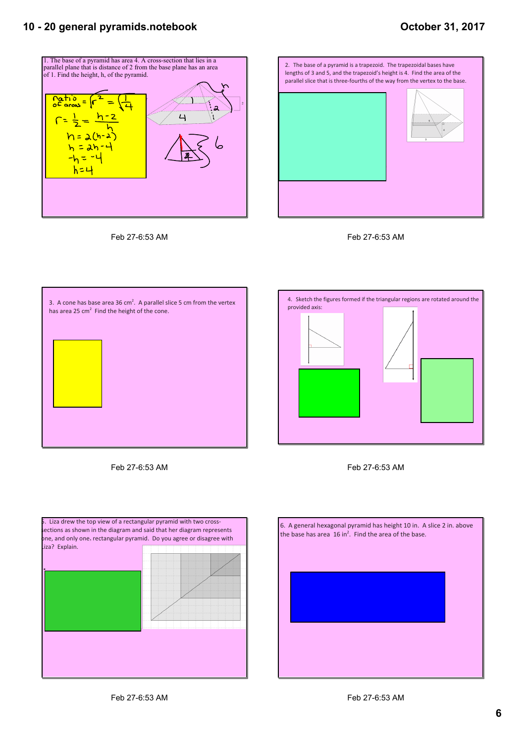1. The base of a pyramid has area 4. A cross-section that lies in a parallel plane that is distance of 2 from the base plane has an area of 1. Find the height, h, of the pyramid.

ratio of areas $= r^2 = \frac{1}{4}$

$r = \frac{1}{2} = \frac{h-2}{h}$

$h = 2(h-2)$

$h = 2h - 4$

$-h = -4$

$h = 4$

Feb 27-6:53 AM

2. The base of a pyramid is a trapezoid. The trapezoidal bases have lengths of 3 and 5, and the trapezoid's height is 4. Find the area of the parallel slice that is three-fourths of the way from the vertex to the base.

Feb 27-6:53 AM

3. A cone has base area 36 cm$^2$. A parallel slice 5 cm from the vertex has area 25 cm$^2$ Find the height of the cone.

Feb 27-6:53 AM

4. Sketch the figures formed if the triangular regions are rotated around the provided axis:

Feb 27-6:53 AM

5. Liza drew the top view of a rectangular pyramid with two cross-sections as shown in the diagram and said that her diagram represents one, and only one, rectangular pyramid. Do you agree or disagree with Liza? Explain.

Feb 27-6:53 AM

6. A general hexagonal pyramid has height 10 in. A slice 2 in. above the base has area 16 in$^2$. Find the area of the base.

Feb 27-6:53 AM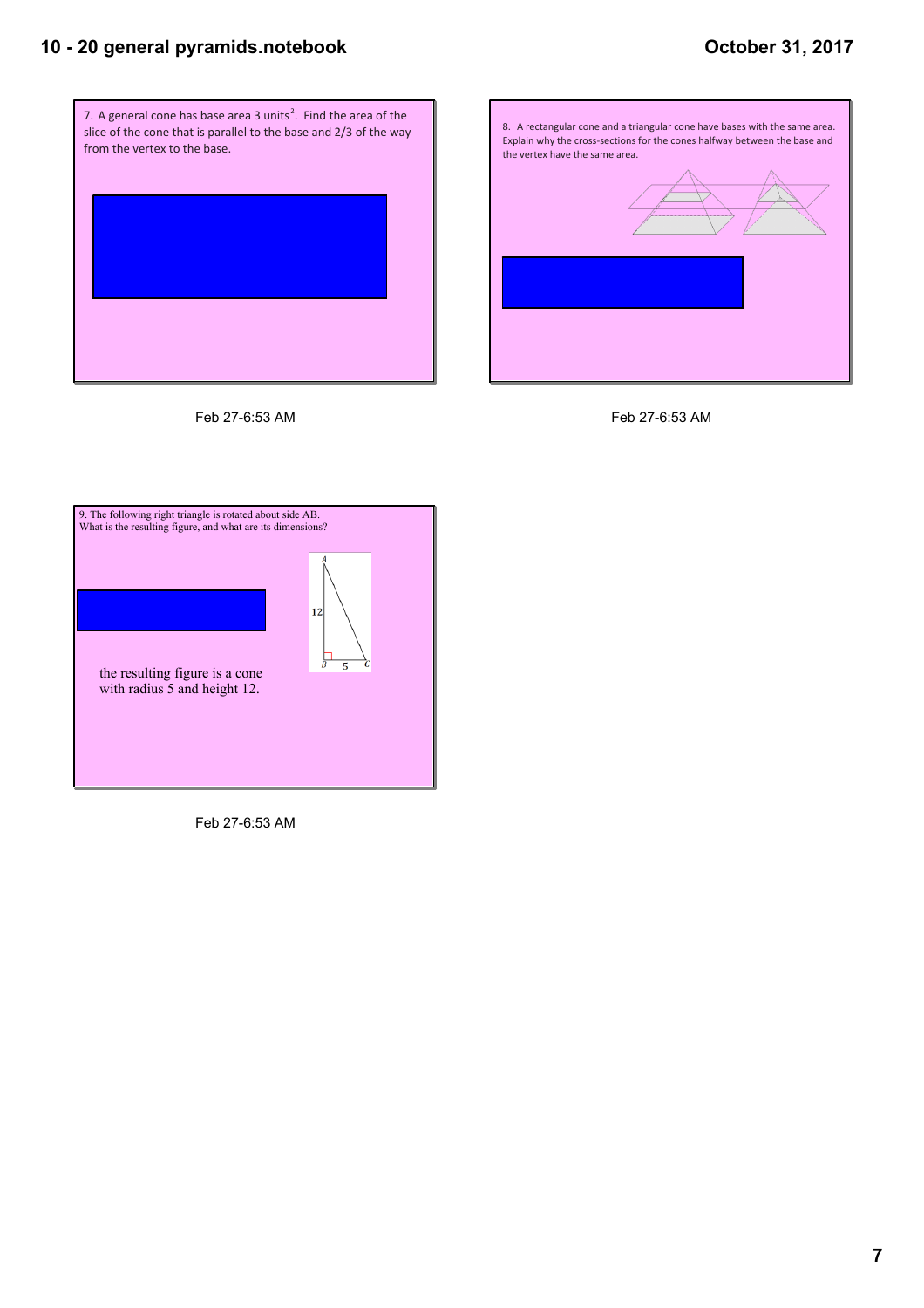7. A general cone has base area 3 units$^2$. Find the area of the slice of the cone that is parallel to the base and 2/3 of the way from the vertex to the base.

Feb 27-6:53 AM

8. A rectangular cone and a triangular cone have bases with the same area. Explain why the cross-sections for the cones halfway between the base and the vertex have the same area.

Feb 27-6:53 AM

9. The following right triangle is rotated about side AB. What is the resulting figure, and what are its dimensions?

A

12

B 5 C

the resulting figure is a cone with radius 5 and height 12.

Feb 27-6:53 AM